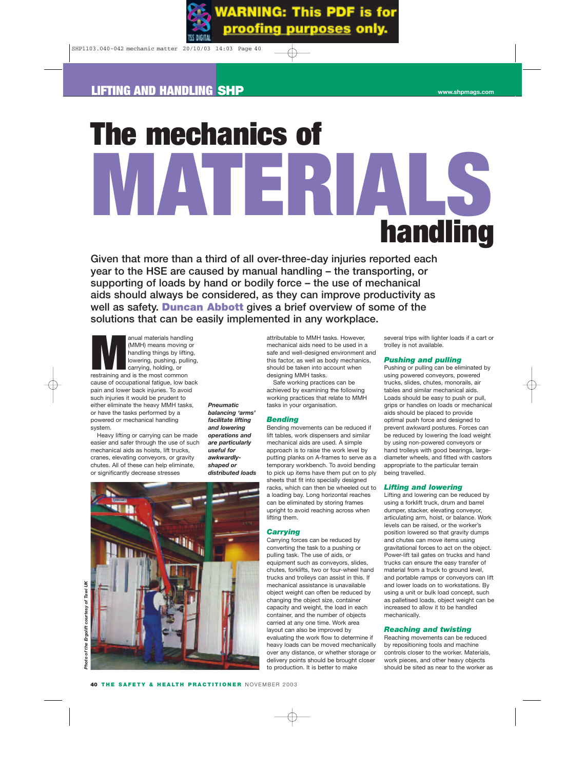# The mechanics of MATERIALS handling

**Given that more than a third of all over-three-day injuries reported each year to the HSE are caused by manual handling – the transporting, or supporting of loads by hand or bodily force – the use of mechanical aids should always be considered, as they can improve productivity as well as safety. Duncan Abbott gives a brief overview of some of the solutions that can be easily implemented in any workplace.**

Manual materials handling (MMH) means moving or handling things by lifting, lowering, pushing, pulling, carrying, holding, or restraining and is the most common cause of occupational fatigue, low back pain and lower back injuries. To avoid such injuries it would be prudent to either eliminate the heavy MMH tasks, or have the tasks performed by a powered or mechanical handling system.

Heavy lifting or carrying can be made easier and safer through the use of such mechanical aids as hoists, lift trucks, cranes, elevating conveyors, or gravity chutes. All of these can help eliminate, or significantly decrease stresses attributable to MMH tasks. However, mechanical aids need to be used in a safe and well-designed environment and this factor, as well as body mechanics, should be taken into account when designing MMH tasks.

Safe working practices can be achieved by examining the following working practices that relate to MMH tasks in your organisation.

*Pneumatic balancing 'arms' facilitate lifting and lowering operations and are particularly useful for awkwardly-shaped or distributed loads*

*Photo of the Ergolift courtesy of Tawi UK*

## Bending

Bending movements can be reduced if lift tables, work dispensers and similar mechanical aids are used. A simple approach is to raise the work level by putting planks on A-frames to serve as a temporary workbench. To avoid bending to pick up items have them put on to ply sheets that fit into specially designed racks, which can then be wheeled out to a loading bay. Long horizontal reaches can be eliminated by storing frames upright to avoid reaching across when lifting them.

## Carrying

Carrying forces can be reduced by converting the task to a pushing or pulling task. The use of aids, or equipment such as conveyors, slides, chutes, forklifts, two or four-wheel hand trucks and trolleys can assist in this. If mechanical assistance is unavailable object weight can often be reduced by changing the object size, container capacity and weight, the load in each container, and the number of objects carried at any one time. Work area layout can also be improved by evaluating the work flow to determine if heavy loads can be moved mechanically over any distance, or whether storage or delivery points should be brought closer to production. It is better to make several trips with lighter loads if a cart or trolley is not available.

## Pushing and pulling

Pushing or pulling can be eliminated by using powered conveyors, powered trucks, slides, chutes, monorails, air tables and similar mechanical aids. Loads should be easy to push or pull, grips or handles on loads or mechanical aids should be placed to provide optimal push force and designed to prevent awkward postures. Forces can be reduced by lowering the load weight by using non-powered conveyors or hand trolleys with good bearings, large-diameter wheels, and fitted with castors appropriate to the particular terrain being travelled.

## Lifting and lowering

Lifting and lowering can be reduced by using a forklift truck, drum and barrel dumper, stacker, elevating conveyor, articulating arm, hoist, or balance. Work levels can be raised, or the worker's position lowered so that gravity dumps and chutes can move items using gravitational forces to act on the object. Power-lift tail gates on trucks and hand trucks can ensure the easy transfer of material from a truck to ground level, and portable ramps or conveyors can lift and lower loads on to workstations. By using a unit or bulk load concept, such as palletised loads, object weight can be increased to allow it to be handled mechanically.

## Reaching and twisting

Reaching movements can be reduced by repositioning tools and machine controls closer to the worker. Materials, work pieces, and other heavy objects should be sited as near to the worker as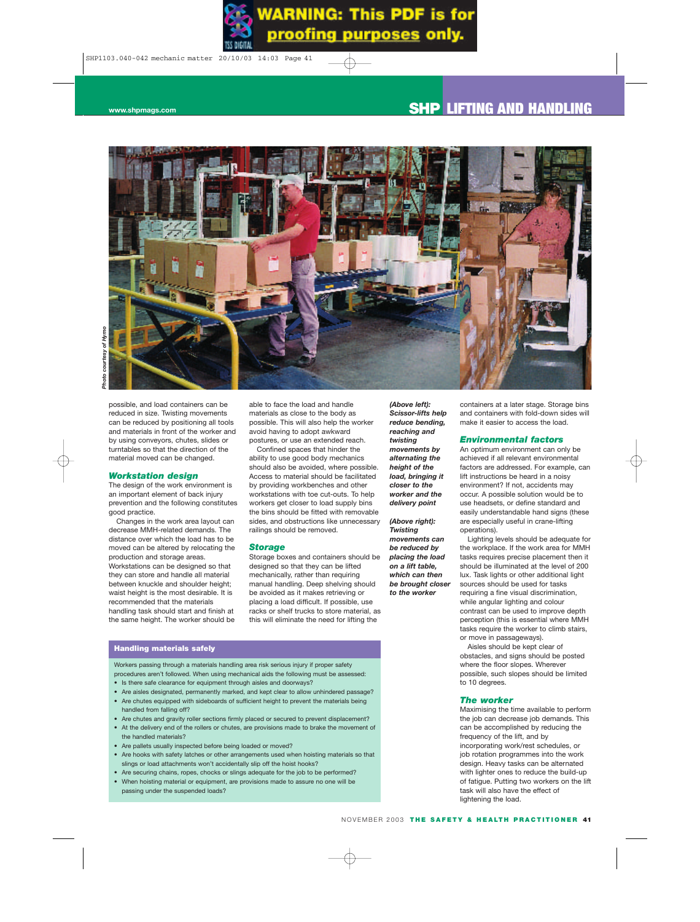*Photo courtesy of Hymo*

possible, and load containers can be reduced in size. Twisting movements can be reduced by positioning all tools and materials in front of the worker and by using conveyors, chutes, slides or turntables so that the direction of the material moved can be changed.

### Workstation design

The design of the work environment is an important element of back injury prevention and the following constitutes good practice.

Changes in the work area layout can decrease MMH-related demands. The distance over which the load has to be moved can be altered by relocating the production and storage areas. Workstations can be designed so that they can store and handle all material between knuckle and shoulder height; waist height is the most desirable. It is recommended that the materials handling task should start and finish at the same height. The worker should be able to face the load and handle materials as close to the body as possible. This will also help the worker avoid having to adopt awkward postures, or use an extended reach.

Confined spaces that hinder the ability to use good body mechanics should also be avoided, where possible. Access to material should be facilitated by providing workbenches and other workstations with toe cut-outs. To help workers get closer to load supply bins the bins should be fitted with removable sides, and obstructions like unnecessary railings should be removed.

### Storage

Storage boxes and containers should be designed so that they can be lifted mechanically, rather than requiring manual handling. Deep shelving should be avoided as it makes retrieving or placing a load difficult. If possible, use racks or shelf trucks to store material, as this will eliminate the need for lifting the containers at a later stage. Storage bins and containers with fold-down sides will make it easier to access the load.

***(Above left): Scissor-lifts help reduce bending, reaching and twisting movements by alternating the height of the load, bringing it closer to the worker and the delivery point***

***(Above right): Twisting movements can be reduced by placing the load on a lift table, which can then be brought closer to the worker***

### Environmental factors

An optimum environment can only be achieved if all relevant environmental factors are addressed. For example, can lift instructions be heard in a noisy environment? If not, accidents may occur. A possible solution would be to use headsets, or define standard and easily understandable hand signs (these are especially useful in crane-lifting operations).

Lighting levels should be adequate for the workplace. If the work area for MMH tasks requires precise placement then it should be illuminated at the level of 200 lux. Task lights or other additional light sources should be used for tasks requiring a fine visual discrimination, while angular lighting and colour contrast can be used to improve depth perception (this is essential where MMH tasks require the worker to climb stairs, or move in passageways).

Aisles should be kept clear of obstacles, and signs should be posted where the floor slopes. Wherever possible, such slopes should be limited to 10 degrees.

### The worker

Maximising the time available to perform the job can decrease job demands. This can be accomplished by reducing the frequency of the lift, and by incorporating work/rest schedules, or job rotation programmes into the work design. Heavy tasks can be alternated with lighter ones to reduce the build-up of fatigue. Putting two workers on the lift task will also have the effect of lightening the load.

---

**Handling materials safely**

Workers passing through a materials handling area risk serious injury if proper safety procedures aren't followed. When using mechanical aids the following must be assessed:

- Is there safe clearance for equipment through aisles and doorways?
- Are aisles designated, permanently marked, and kept clear to allow unhindered passage?
- Are chutes equipped with sideboards of sufficient height to prevent the materials being handled from falling off?
- Are chutes and gravity roller sections firmly placed or secured to prevent displacement?
- At the delivery end of the rollers or chutes, are provisions made to brake the movement of the handled materials?
- Are pallets usually inspected before being loaded or moved?
- Are hooks with safety latches or other arrangements used when hoisting materials so that slings or load attachments won't accidentally slip off the hoist hooks?
- Are securing chains, ropes, chocks or slings adequate for the job to be performed?
- When hoisting material or equipment, are provisions made to assure no one will be passing under the suspended loads?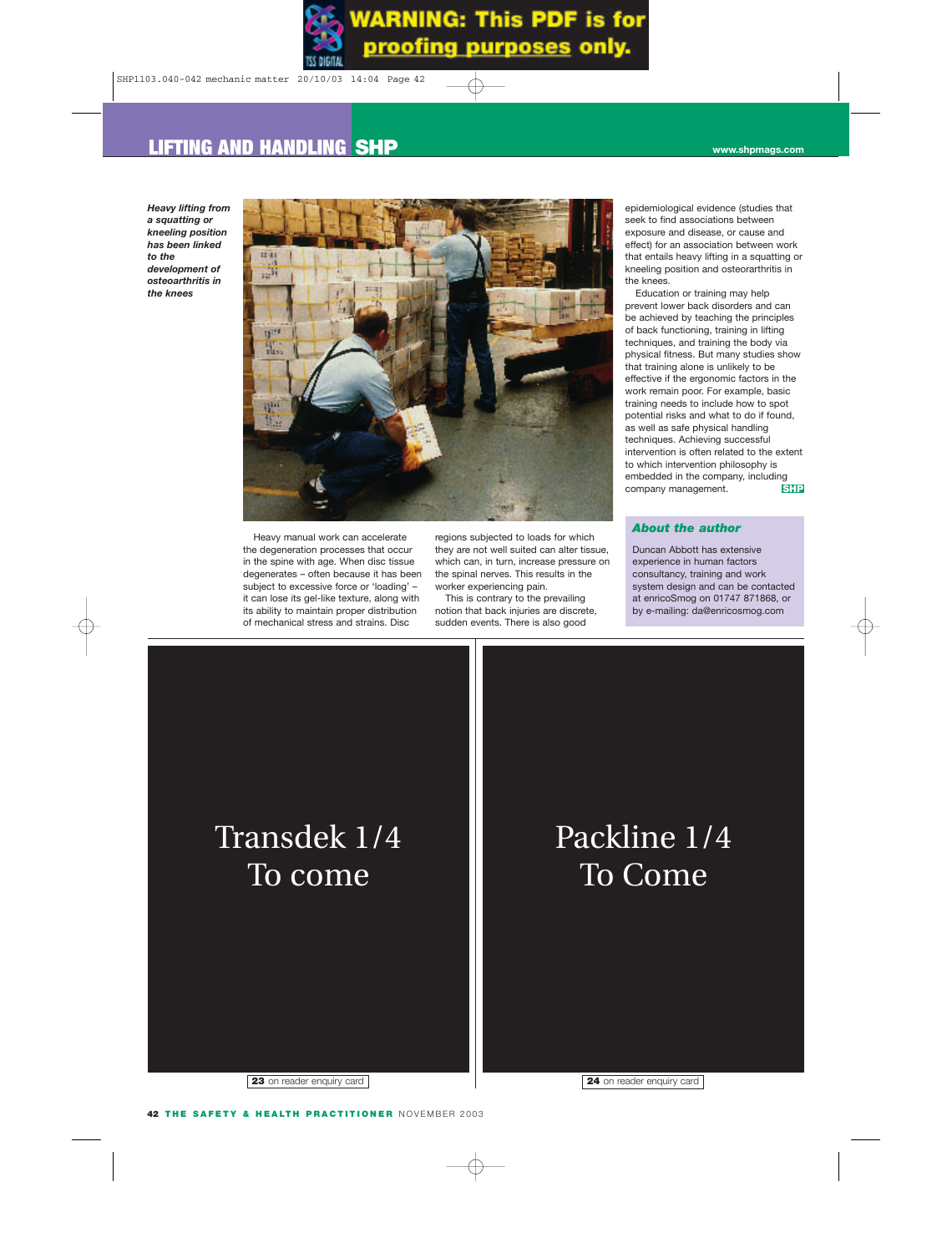*Heavy lifting from a squatting or kneeling position has been linked to the development of osteoarthritis in the knees*

Heavy manual work can accelerate the degeneration processes that occur in the spine with age. When disc tissue degenerates – often because it has been subject to excessive force or 'loading' – it can lose its gel-like texture, along with its ability to maintain proper distribution of mechanical stress and strains. Disc regions subjected to loads for which they are not well suited can alter tissue, which can, in turn, increase pressure on the spinal nerves. This results in the worker experiencing pain.

This is contrary to the prevailing notion that back injuries are discrete, sudden events. There is also good epidemiological evidence (studies that seek to find associations between exposure and disease, or cause and effect) for an association between work that entails heavy lifting in a squatting or kneeling position and osteoarthritis in the knees.

Education or training may help prevent lower back disorders and can be achieved by teaching the principles of back functioning, training in lifting techniques, and training the body via physical fitness. But many studies show that training alone is unlikely to be effective if the ergonomic factors in the work remain poor. For example, basic training needs to include how to spot potential risks and what to do if found, as well as safe physical handling techniques. Achieving successful intervention is often related to the extent to which intervention philosophy is embedded in the company, including company management.

### About the author

Duncan Abbott has extensive experience in human factors consultancy, training and work system design and can be contacted at enricoSmog on 01747 871868, or by e-mailing: da@enricosmog.com

Transdek 1/4
To come

**23** on reader enquiry card

Packline 1/4
To Come

**24** on reader enquiry card